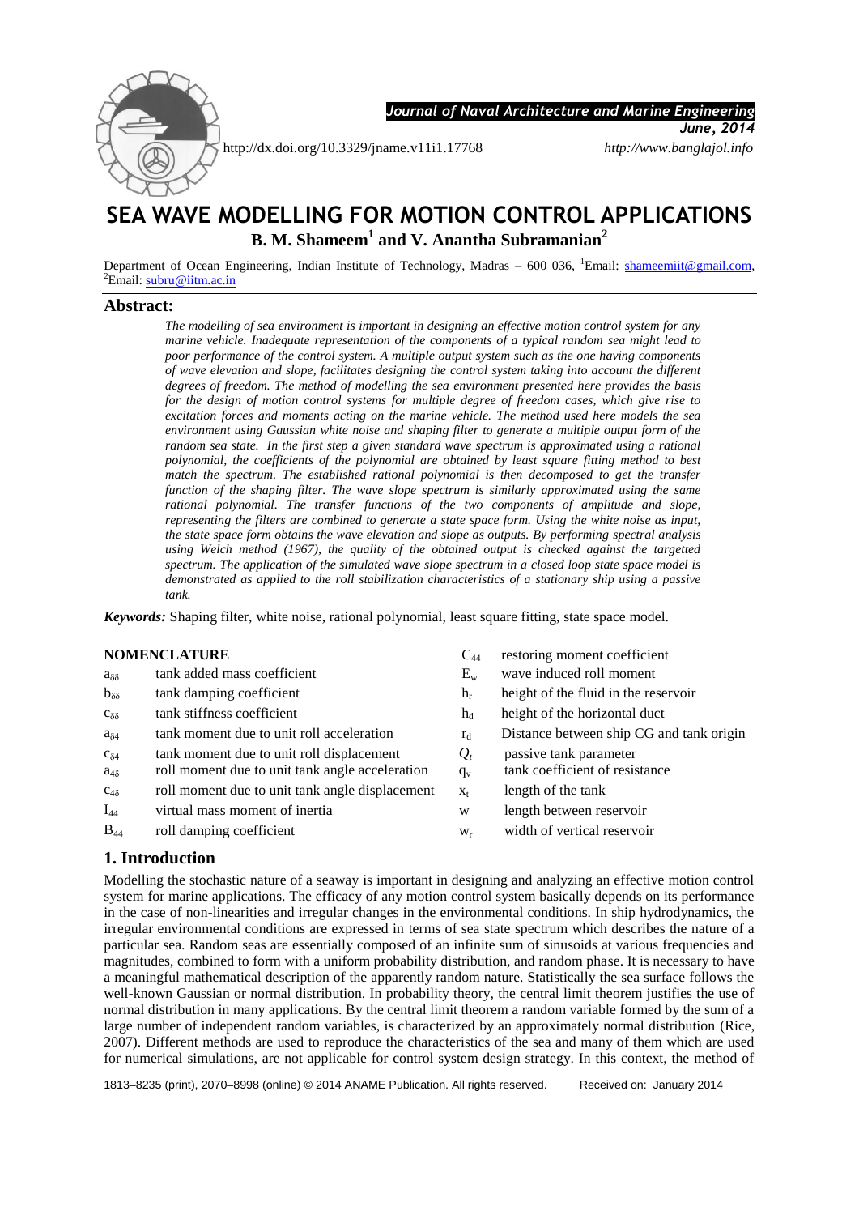http://dx.doi.org/10.3329/jname.v11i1.17768

# SEA WAVE MODELLING FOR MOTION CONTROL APPLICATIONS

**B. M. Shameem[1] and V. Anantha Subramanian[2]**

Department of Ocean Engineering, Indian Institute of Technology, Madras – 600 036, [1]Email: shameemiit@gmail.com, [2]Email: subru@iitm.ac.in

## Abstract:

*The modelling of sea environment is important in designing an effective motion control system for any marine vehicle. Inadequate representation of the components of a typical random sea might lead to poor performance of the control system. A multiple output system such as the one having components of wave elevation and slope, facilitates designing the control system taking into account the different degrees of freedom. The method of modelling the sea environment presented here provides the basis for the design of motion control systems for multiple degree of freedom cases, which give rise to excitation forces and moments acting on the marine vehicle. The method used here models the sea environment using Gaussian white noise and shaping filter to generate a multiple output form of the random sea state. In the first step a given standard wave spectrum is approximated using a rational polynomial, the coefficients of the polynomial are obtained by least square fitting method to best match the spectrum. The established rational polynomial is then decomposed to get the transfer function of the shaping filter. The wave slope spectrum is similarly approximated using the same rational polynomial. The transfer functions of the two components of amplitude and slope, representing the filters are combined to generate a state space form. Using the white noise as input, the state space form obtains the wave elevation and slope as outputs. By performing spectral analysis using Welch method (1967), the quality of the obtained output is checked against the targetted spectrum. The application of the simulated wave slope spectrum in a closed loop state space model is demonstrated as applied to the roll stabilization characteristics of a stationary ship using a passive tank.*

***Keywords:*** Shaping filter, white noise, rational polynomial, least square fitting, state space model.

## NOMENCLATURE

| Symbol | Description |
|---|---|
| $a_{\delta\delta}$ | tank added mass coefficient |
| $b_{\delta\delta}$ | tank damping coefficient |
| $c_{\delta\delta}$ | tank stiffness coefficient |
| $a_{\delta 4}$ | tank moment due to unit roll acceleration |
| $c_{\delta 4}$ | tank moment due to unit roll displacement |
| $a_{4\delta}$ | roll moment due to unit tank angle acceleration |
| $c_{4\delta}$ | roll moment due to unit tank angle displacement |
| $I_{44}$ | virtual mass moment of inertia |
| $B_{44}$ | roll damping coefficient |
| $C_{44}$ | restoring moment coefficient |
| $E_w$ | wave induced roll moment |
| $h_r$ | height of the fluid in the reservoir |
| $h_d$ | height of the horizontal duct |
| $r_d$ | Distance between ship CG and tank origin |
| $Q_t$ | passive tank parameter |
| $q_v$ | tank coefficient of resistance |
| $x_t$ | length of the tank |
| w | length between reservoir |
| $w_r$ | width of vertical reservoir |

## 1. Introduction

Modelling the stochastic nature of a seaway is important in designing and analyzing an effective motion control system for marine applications. The efficacy of any motion control system basically depends on its performance in the case of non-linearities and irregular changes in the environmental conditions. In ship hydrodynamics, the irregular environmental conditions are expressed in terms of sea state spectrum which describes the nature of a particular sea. Random seas are essentially composed of an infinite sum of sinusoids at various frequencies and magnitudes, combined to form with a uniform probability distribution, and random phase. It is necessary to have a meaningful mathematical description of the apparently random nature. Statistically the sea surface follows the well-known Gaussian or normal distribution. In probability theory, the central limit theorem justifies the use of normal distribution in many applications. By the central limit theorem a random variable formed by the sum of a large number of independent random variables, is characterized by an approximately normal distribution (Rice, 2007). Different methods are used to reproduce the characteristics of the sea and many of them which are used for numerical simulations, are not applicable for control system design strategy. In this context, the method of

1813–8235 (print), 2070–8998 (online) © 2014 ANAME Publication. All rights reserved. Received on: January 2014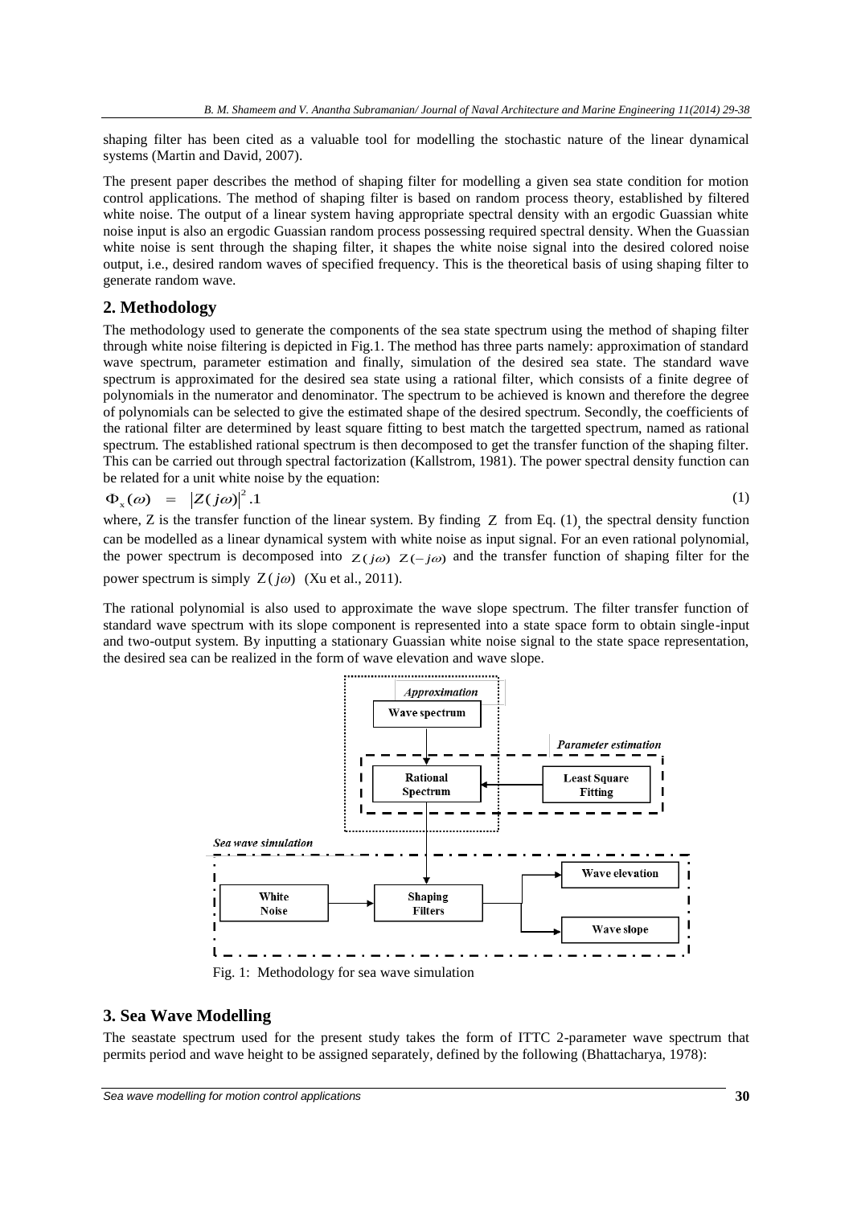shaping filter has been cited as a valuable tool for modelling the stochastic nature of the linear dynamical systems (Martin and David, 2007).

The present paper describes the method of shaping filter for modelling a given sea state condition for motion control applications. The method of shaping filter is based on random process theory, established by filtered white noise. The output of a linear system having appropriate spectral density with an ergodic Guassian white noise input is also an ergodic Guassian random process possessing required spectral density. When the Guassian white noise is sent through the shaping filter, it shapes the white noise signal into the desired colored noise output, i.e., desired random waves of specified frequency. This is the theoretical basis of using shaping filter to generate random wave.

## 2. Methodology

The methodology used to generate the components of the sea state spectrum using the method of shaping filter through white noise filtering is depicted in Fig.1. The method has three parts namely: approximation of standard wave spectrum, parameter estimation and finally, simulation of the desired sea state. The standard wave spectrum is approximated for the desired sea state using a rational filter, which consists of a finite degree of polynomials in the numerator and denominator. The spectrum to be achieved is known and therefore the degree of polynomials can be selected to give the estimated shape of the desired spectrum. Secondly, the coefficients of the rational filter are determined by least square fitting to best match the targetted spectrum, named as rational spectrum. The established rational spectrum is then decomposed to get the transfer function of the shaping filter. This can be carried out through spectral factorization (Kallstrom, 1981). The power spectral density function can be related for a unit white noise by the equation:

$$\Phi_x(\omega) = |Z(j\omega)|^2 .1 \tag{1}$$

where, Z is the transfer function of the linear system. By finding $Z$ from Eq. (1), the spectral density function can be modelled as a linear dynamical system with white noise as input signal. For an even rational polynomial, the power spectrum is decomposed into $Z(j\omega)\ Z(-j\omega)$ and the transfer function of shaping filter for the power spectrum is simply $Z(j\omega)$ (Xu et al., 2011).

The rational polynomial is also used to approximate the wave slope spectrum. The filter transfer function of standard wave spectrum with its slope component is represented into a state space form to obtain single-input and two-output system. By inputting a stationary Guassian white noise signal to the state space representation, the desired sea can be realized in the form of wave elevation and wave slope.

*Approximation*: Wave spectrum → Rational Spectrum ← Least Square Fitting (*Parameter estimation*)

*Sea wave simulation*: White Noise → Shaping Filters → Wave elevation / Wave slope

Fig. 1: Methodology for sea wave simulation

## 3. Sea Wave Modelling

The seastate spectrum used for the present study takes the form of ITTC 2-parameter wave spectrum that permits period and wave height to be assigned separately, defined by the following (Bhattacharya, 1978):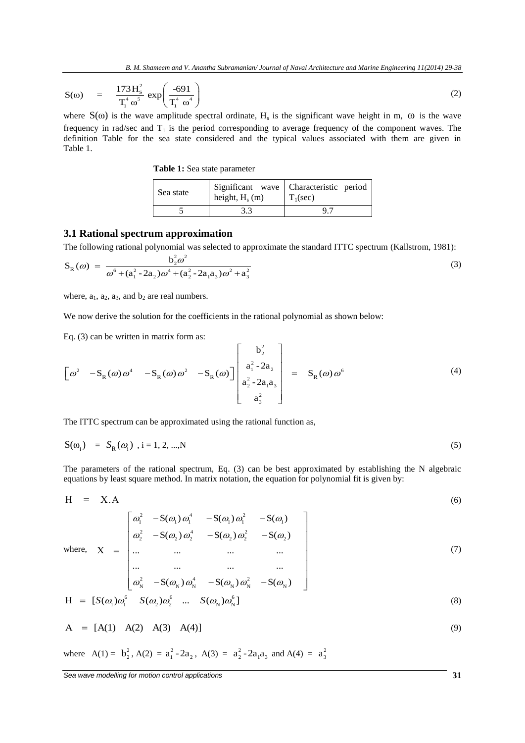$$S(\omega) \quad = \quad \frac{173\,H_s^2}{T_1^4\,\omega^5}\,\exp\left(\frac{-691}{T_1^4\;\omega^4}\right) \tag{2}$$

where $S(\omega)$ is the wave amplitude spectral ordinate, $H_s$ is the significant wave height in m, $\omega$ is the wave frequency in rad/sec and $T_1$ is the period corresponding to average frequency of the component waves. The definition Table for the sea state considered and the typical values associated with them are given in Table 1.

**Table 1:** Sea state parameter

| Sea state | Significant wave height, $H_s$ (m) | Characteristic period $T_1$(sec) |
|---|---|---|
| 5 | 3.3 | 9.7 |

### 3.1 Rational spectrum approximation

The following rational polynomial was selected to approximate the standard ITTC spectrum (Kallstrom, 1981):

$$S_R(\omega) \; = \; \frac{b_2^2\omega^2}{\omega^6 + (a_1^2 - 2a_2)\omega^4 + (a_2^2 - 2a_1a_3)\omega^2 + a_3^2} \tag{3}$$

where, $a_1$, $a_2$, $a_3$, and $b_2$ are real numbers.

We now derive the solution for the coefficients in the rational polynomial as shown below:

Eq. (3) can be written in matrix form as:

$$\begin{bmatrix} \omega^2 & -S_R(\omega)\,\omega^4 & -S_R(\omega)\,\omega^2 & -S_R(\omega) \end{bmatrix} \begin{bmatrix} b_2^2 \\ a_1^2 - 2a_2 \\ a_2^2 - 2a_1a_3 \\ a_3^2 \end{bmatrix} \;=\; S_R(\omega)\,\omega^6 \tag{4}$$

The ITTC spectrum can be approximated using the rational function as,

$$S(\omega_i) \;\; = \;\; S_R(\omega_i) \;\; , \text{i} = 1, 2, ...,\text{N} \tag{5}$$

The parameters of the rational spectrum, Eq. (3) can be best approximated by establishing the N algebraic equations by least square method. In matrix notation, the equation for polynomial fit is given by:

$$H \;\; = \;\; X.A \tag{6}$$

$$\text{where,} \quad X \;\; = \;\; \begin{bmatrix} \omega_1^2 & -S(\omega_1)\,\omega_1^4 & -S(\omega_1)\,\omega_1^2 & -S(\omega_1) \\ \omega_2^2 & -S(\omega_2)\,\omega_2^4 & -S(\omega_2)\,\omega_2^2 & -S(\omega_2) \\ ... & ... & ... & ... \\ ... & ... & ... & ... \\ \omega_N^2 & -S(\omega_N)\,\omega_N^4 & -S(\omega_N)\,\omega_N^2 & -S(\omega_N) \end{bmatrix} \tag{7}$$

$$H^{'} \; = \; [S(\omega_1)\omega_1^6 \quad S(\omega_2)\omega_2^6 \quad ... \quad S(\omega_N)\omega_N^6] \tag{8}$$

$$A^{'} \; = \; [A(1) \quad A(2) \quad A(3) \quad A(4)] \tag{9}$$

where $A(1) = b_2^2$, $A(2) = a_1^2 - 2a_2$, $A(3) = a_2^2 - 2a_1a_3$ and $A(4) = a_3^2$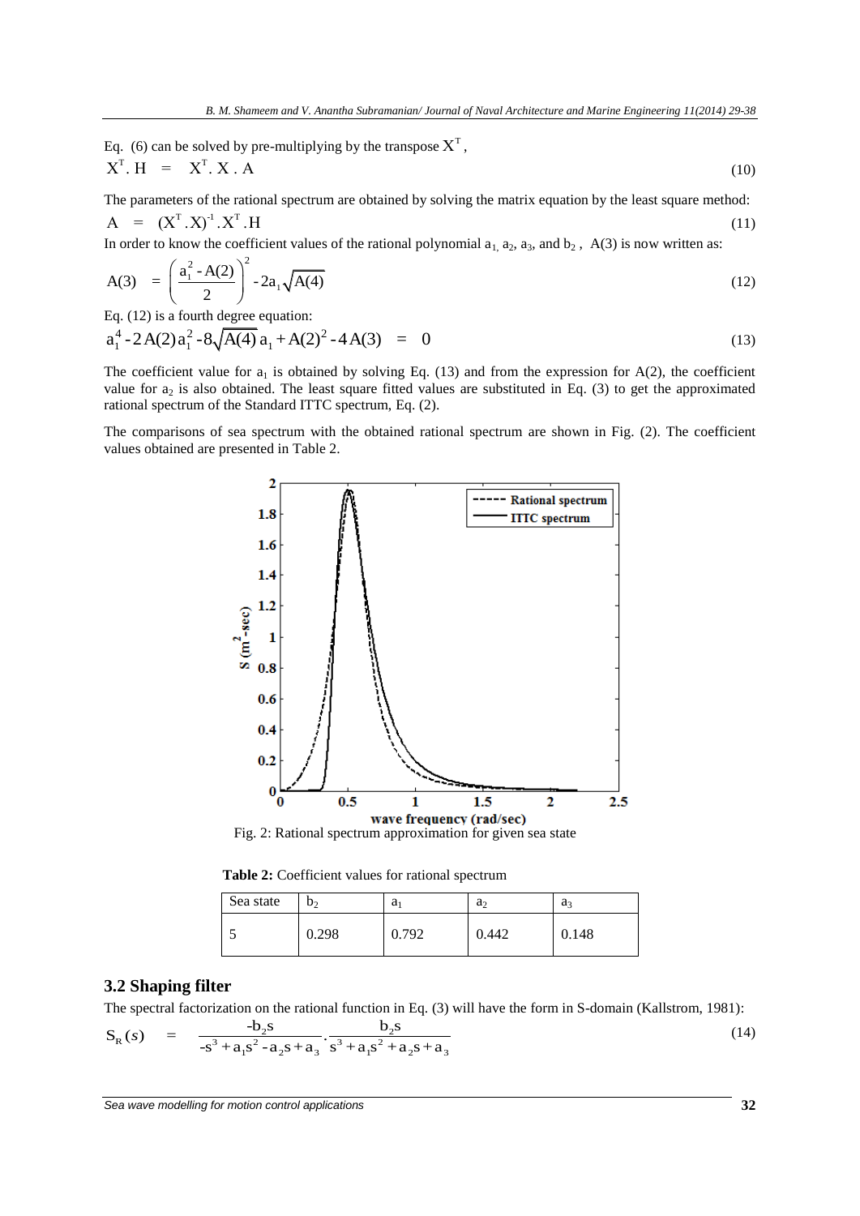Eq. (6) can be solved by pre-multiplying by the transpose $X^T$,

$$X^T . H \quad = \quad X^T . X . A \tag{10}$$

The parameters of the rational spectrum are obtained by solving the matrix equation by the least square method:

$$A \quad = \quad (X^T . X)^{-1} . X^T . H \tag{11}$$

In order to know the coefficient values of the rational polynomial $a_1$, $a_2$, $a_3$, and $b_2$ , A(3) is now written as:

$$A(3) \quad = \left( \frac{a_1^2 - A(2)}{2} \right)^2 - 2a_1\sqrt{A(4)} \tag{12}$$

Eq. (12) is a fourth degree equation:

$$a_1^4 - 2A(2)a_1^2 - 8\sqrt{A(4)}\, a_1 + A(2)^2 - 4A(3) \quad = \quad 0 \tag{13}$$

The coefficient value for $a_1$ is obtained by solving Eq. (13) and from the expression for A(2), the coefficient value for $a_2$ is also obtained. The least square fitted values are substituted in Eq. (3) to get the approximated rational spectrum of the Standard ITTC spectrum, Eq. (2).

The comparisons of sea spectrum with the obtained rational spectrum are shown in Fig. (2). The coefficient values obtained are presented in Table 2.

Fig. 2: Rational spectrum approximation for given sea state

**Table 2:** Coefficient values for rational spectrum

| Sea state | $b_2$ | $a_1$ | $a_2$ | $a_3$ |
|---|---|---|---|---|
| 5 | 0.298 | 0.792 | 0.442 | 0.148 |

### 3.2 Shaping filter

The spectral factorization on the rational function in Eq. (3) will have the form in S-domain (Kallstrom, 1981):

$$S_R(s) \quad = \quad \frac{-b_2 s}{-s^3 + a_1 s^2 - a_2 s + a_3} \cdot \frac{b_2 s}{s^3 + a_1 s^2 + a_2 s + a_3} \tag{14}$$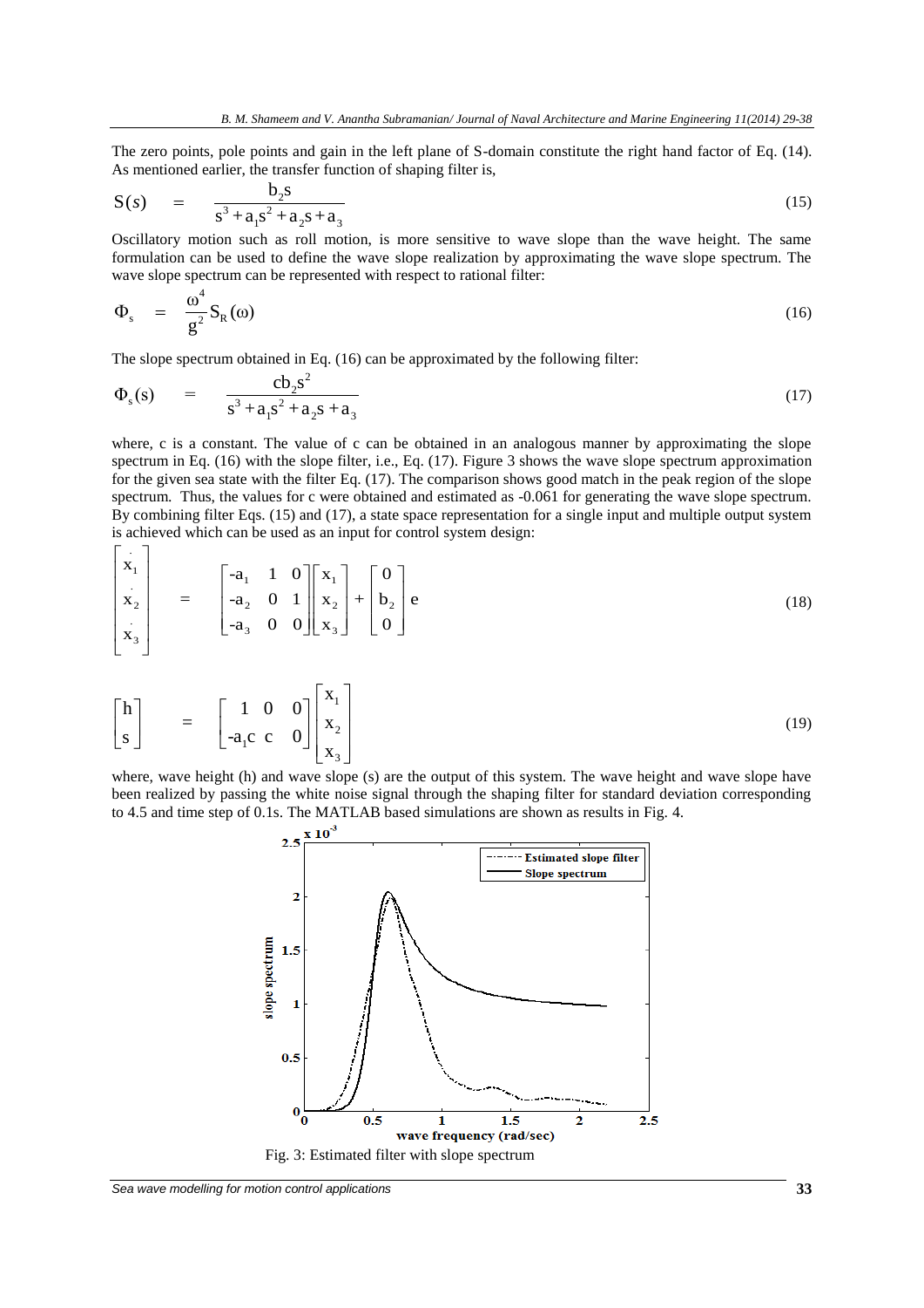The zero points, pole points and gain in the left plane of S-domain constitute the right hand factor of Eq. (14). As mentioned earlier, the transfer function of shaping filter is,

$$S(s) = \frac{b_2 s}{s^3 + a_1 s^2 + a_2 s + a_3} \tag{15}$$

Oscillatory motion such as roll motion, is more sensitive to wave slope than the wave height. The same formulation can be used to define the wave slope realization by approximating the wave slope spectrum. The wave slope spectrum can be represented with respect to rational filter:

$$\Phi_s = \frac{\omega^4}{g^2} S_R(\omega) \tag{16}$$

The slope spectrum obtained in Eq. (16) can be approximated by the following filter:

$$\Phi_s(s) = \frac{c b_2 s^2}{s^3 + a_1 s^2 + a_2 s + a_3} \tag{17}$$

where, c is a constant. The value of c can be obtained in an analogous manner by approximating the slope spectrum in Eq. (16) with the slope filter, i.e., Eq. (17). Figure 3 shows the wave slope spectrum approximation for the given sea state with the filter Eq. (17). The comparison shows good match in the peak region of the slope spectrum. Thus, the values for c were obtained and estimated as -0.061 for generating the wave slope spectrum. By combining filter Eqs. (15) and (17), a state space representation for a single input and multiple output system is achieved which can be used as an input for control system design:

$$\begin{bmatrix} \dot{x}_1 \\ \dot{x}_2 \\ \dot{x}_3 \end{bmatrix} = \begin{bmatrix} -a_1 & 1 & 0 \\ -a_2 & 0 & 1 \\ -a_3 & 0 & 0 \end{bmatrix} \begin{bmatrix} x_1 \\ x_2 \\ x_3 \end{bmatrix} + \begin{bmatrix} 0 \\ b_2 \\ 0 \end{bmatrix} e \tag{18}$$

$$\begin{bmatrix} h \\ s \end{bmatrix} = \begin{bmatrix} 1 & 0 & 0 \\ -a_1 c & c & 0 \end{bmatrix} \begin{bmatrix} x_1 \\ x_2 \\ x_3 \end{bmatrix} \tag{19}$$

where, wave height (h) and wave slope (s) are the output of this system. The wave height and wave slope have been realized by passing the white noise signal through the shaping filter for standard deviation corresponding to 4.5 and time step of 0.1s. The MATLAB based simulations are shown as results in Fig. 4.

Fig. 3: Estimated filter with slope spectrum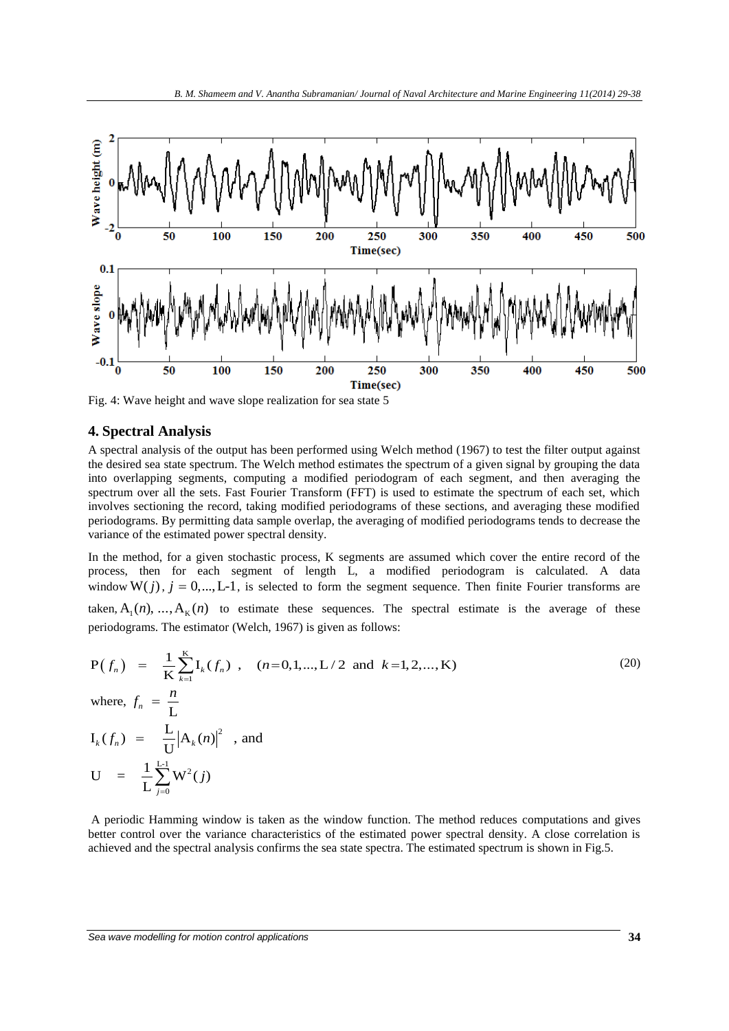Fig. 4: Wave height and wave slope realization for sea state 5

## 4. Spectral Analysis

A spectral analysis of the output has been performed using Welch method (1967) to test the filter output against the desired sea state spectrum. The Welch method estimates the spectrum of a given signal by grouping the data into overlapping segments, computing a modified periodogram of each segment, and then averaging the spectrum over all the sets. Fast Fourier Transform (FFT) is used to estimate the spectrum of each set, which involves sectioning the record, taking modified periodograms of these sections, and averaging these modified periodograms. By permitting data sample overlap, the averaging of modified periodograms tends to decrease the variance of the estimated power spectral density.

In the method, for a given stochastic process, K segments are assumed which cover the entire record of the process, then for each segment of length L, a modified periodogram is calculated. A data window $\mathrm{W}(j)$, $j = 0,...,\mathrm{L}$-1, is selected to form the segment sequence. Then finite Fourier transforms are taken, $\mathrm{A}_1(n), ..., \mathrm{A}_\mathrm{K}(n)$ to estimate these sequences. The spectral estimate is the average of these periodograms. The estimator (Welch, 1967) is given as follows:

$$\mathrm{P}(f_n) = \frac{1}{\mathrm{K}}\sum_{k=1}^{\mathrm{K}} \mathrm{I}_k(f_n) , \quad (n=0,1,...,\mathrm{L}/2 \text{ and } k=1,2,...,\mathrm{K}) \tag{20}$$

where, $f_n = \dfrac{n}{\mathrm{L}}$

$$\mathrm{I}_k(f_n) = \frac{\mathrm{L}}{\mathrm{U}}\left|\mathrm{A}_k(n)\right|^2 \text{ , and}$$

$$\mathrm{U} = \frac{1}{\mathrm{L}}\sum_{j=0}^{\mathrm{L}-1} \mathrm{W}^2(j)$$

A periodic Hamming window is taken as the window function. The method reduces computations and gives better control over the variance characteristics of the estimated power spectral density. A close correlation is achieved and the spectral analysis confirms the sea state spectra. The estimated spectrum is shown in Fig.5.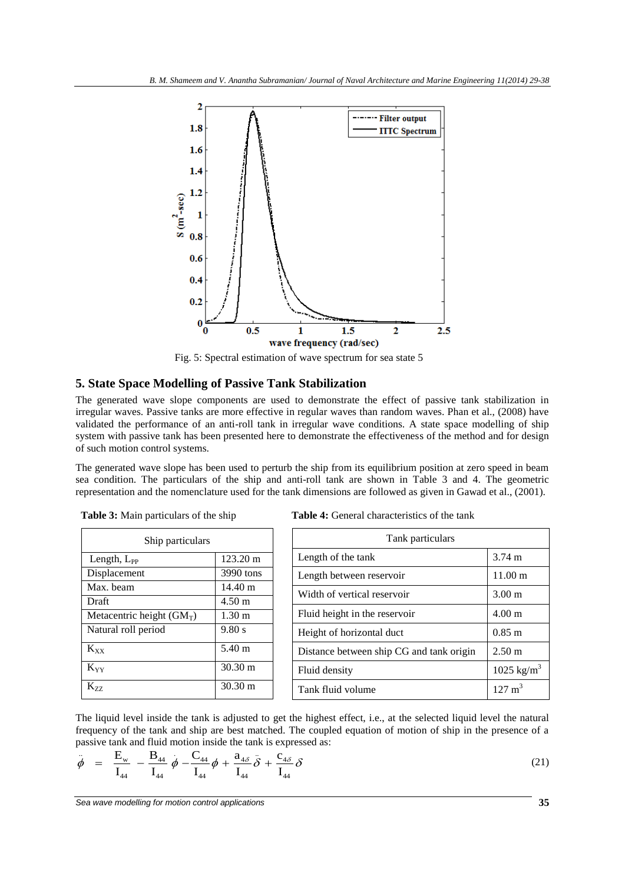Fig. 5: Spectral estimation of wave spectrum for sea state 5

## 5. State Space Modelling of Passive Tank Stabilization

The generated wave slope components are used to demonstrate the effect of passive tank stabilization in irregular waves. Passive tanks are more effective in regular waves than random waves. Phan et al., (2008) have validated the performance of an anti-roll tank in irregular wave conditions. A state space modelling of ship system with passive tank has been presented here to demonstrate the effectiveness of the method and for design of such motion control systems.

The generated wave slope has been used to perturb the ship from its equilibrium position at zero speed in beam sea condition. The particulars of the ship and anti-roll tank are shown in Table 3 and 4. The geometric representation and the nomenclature used for the tank dimensions are followed as given in Gawad et al., (2001).

**Table 3:** Main particulars of the ship

| Ship particulars | |
|---|---|
| Length, $L_{PP}$ | 123.20 m |
| Displacement | 3990 tons |
| Max. beam | 14.40 m |
| Draft | 4.50 m |
| Metacentric height ($GM_T$) | 1.30 m |
| Natural roll period | 9.80 s |
| $K_{XX}$ | 5.40 m |
| $K_{YY}$ | 30.30 m |
| $K_{ZZ}$ | 30.30 m |

**Table 4:** General characteristics of the tank

| Tank particulars | |
|---|---|
| Length of the tank | 3.74 m |
| Length between reservoir | 11.00 m |
| Width of vertical reservoir | 3.00 m |
| Fluid height in the reservoir | 4.00 m |
| Height of horizontal duct | 0.85 m |
| Distance between ship CG and tank origin | 2.50 m |
| Fluid density | 1025 kg/m$^3$ |
| Tank fluid volume | 127 m$^3$ |

The liquid level inside the tank is adjusted to get the highest effect, i.e., at the selected liquid level the natural frequency of the tank and ship are best matched. The coupled equation of motion of ship in the presence of a passive tank and fluid motion inside the tank is expressed as:

$$\ddot{\phi} = \frac{E_w}{I_{44}} - \frac{B_{44}}{I_{44}}\dot{\phi} - \frac{C_{44}}{I_{44}}\phi + \frac{a_{4\delta}}{I_{44}}\ddot{\delta} + \frac{c_{4\delta}}{I_{44}}\delta \tag{21}$$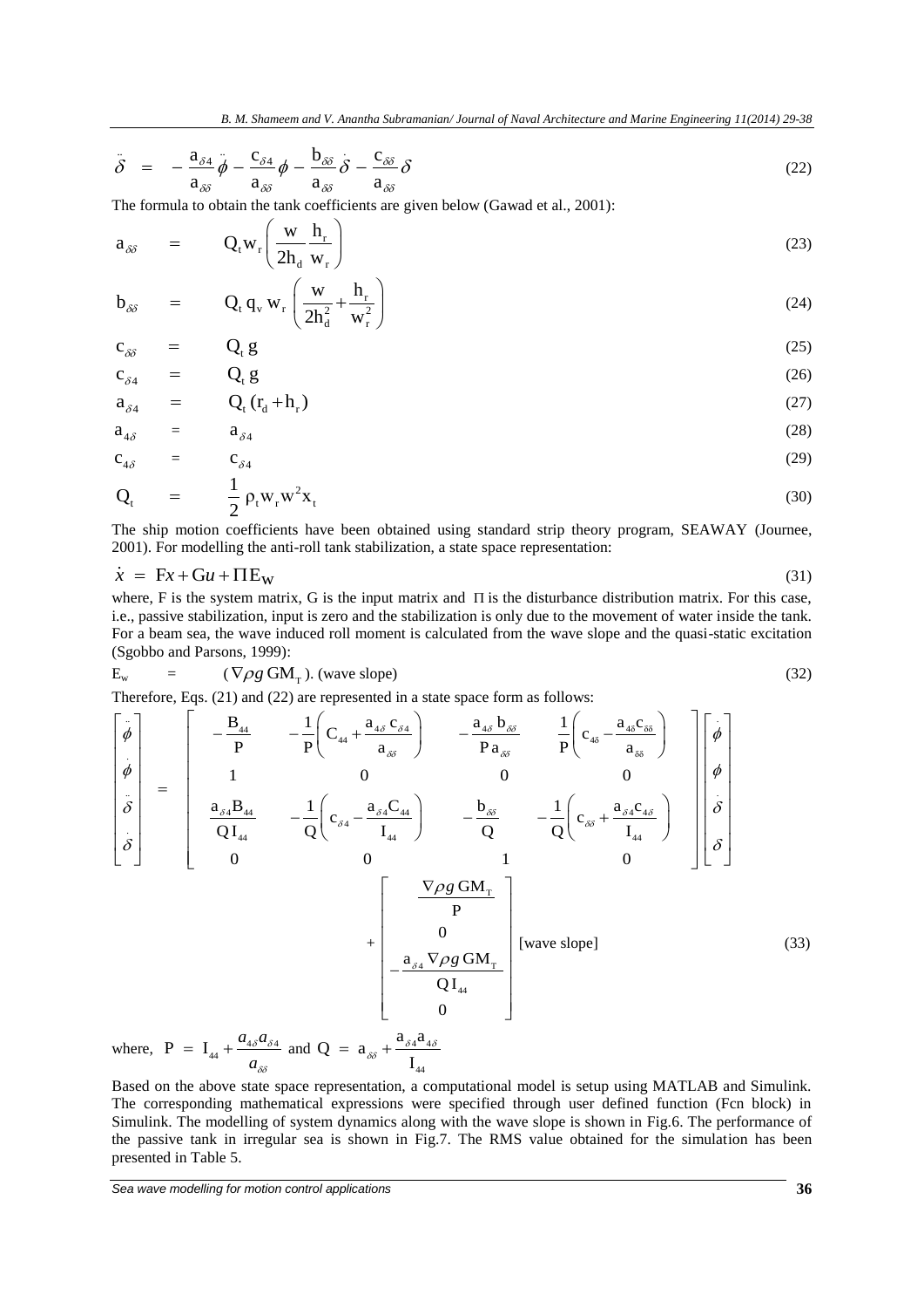$$\ddot{\delta} \;=\; -\frac{a_{\delta 4}}{a_{\delta\delta}}\ddot{\phi} - \frac{c_{\delta 4}}{a_{\delta\delta}}\phi - \frac{b_{\delta\delta}}{a_{\delta\delta}}\dot{\delta} - \frac{c_{\delta\delta}}{a_{\delta\delta}}\delta \tag{22}$$

The formula to obtain the tank coefficients are given below (Gawad et al., 2001):

$$a_{\delta\delta} \;=\; Q_t w_r \left(\frac{w}{2h_d}\frac{h_r}{w_r}\right) \tag{23}$$

$$b_{\delta\delta} \;=\; Q_t\, q_v\, w_r \left(\frac{w}{2h_d^2} + \frac{h_r}{w_r^2}\right) \tag{24}$$

$$c_{\delta\delta} \;=\; Q_t\, g \tag{25}$$

$$c_{\delta 4} \;=\; Q_t\, g \tag{26}$$

$$a_{\delta 4} \;=\; Q_t\,(r_d + h_r) \tag{27}$$

$$a_{4\delta} \;=\; a_{\delta 4} \tag{28}$$

$$c_{4\delta} \;=\; c_{\delta 4} \tag{29}$$

$$Q_t \;=\; \frac{1}{2}\,\rho_t w_r w^2 x_t \tag{30}$$

The ship motion coefficients have been obtained using standard strip theory program, SEAWAY (Journee, 2001). For modelling the anti-roll tank stabilization, a state space representation:

$$\dot{x} \;=\; Fx + Gu + \Pi E_W \tag{31}$$

where, F is the system matrix, G is the input matrix and $\Pi$ is the disturbance distribution matrix. For this case, i.e., passive stabilization, input is zero and the stabilization is only due to the movement of water inside the tank. For a beam sea, the wave induced roll moment is calculated from the wave slope and the quasi-static excitation (Sgobbo and Parsons, 1999):

$$E_w \;=\; (\nabla \rho g\, GM_T).\ (\text{wave slope}) \tag{32}$$

Therefore, Eqs. (21) and (22) are represented in a state space form as follows:

$$\begin{bmatrix} \ddot{\phi} \\ \dot{\phi} \\ \ddot{\delta} \\ \dot{\delta} \end{bmatrix} = \begin{bmatrix} -\dfrac{B_{44}}{P} & -\dfrac{1}{P}\left(C_{44} + \dfrac{a_{4\delta}\, c_{\delta 4}}{a_{\delta\delta}}\right) & -\dfrac{a_{4\delta}\, b_{\delta\delta}}{P\, a_{\delta\delta}} & \dfrac{1}{P}\left(c_{4\delta} - \dfrac{a_{4\delta} c_{\delta\delta}}{a_{\delta\delta}}\right) \\ 1 & 0 & 0 & 0 \\ \dfrac{a_{\delta 4} B_{44}}{Q\, I_{44}} & -\dfrac{1}{Q}\left(c_{\delta 4} - \dfrac{a_{\delta 4} C_{44}}{I_{44}}\right) & -\dfrac{b_{\delta\delta}}{Q} & -\dfrac{1}{Q}\left(c_{\delta\delta} + \dfrac{a_{\delta 4} c_{4\delta}}{I_{44}}\right) \\ 0 & 0 & 1 & 0 \end{bmatrix} \begin{bmatrix} \dot{\phi} \\ \phi \\ \dot{\delta} \\ \delta \end{bmatrix} + \begin{bmatrix} \dfrac{\nabla \rho g\, GM_T}{P} \\ 0 \\ -\dfrac{a_{\delta 4}\, \nabla \rho g\, GM_T}{Q\, I_{44}} \\ 0 \end{bmatrix} [\text{wave slope}] \tag{33}$$

where, $P = I_{44} + \dfrac{a_{4\delta} a_{\delta 4}}{a_{\delta\delta}}$ and $Q = a_{\delta\delta} + \dfrac{a_{\delta 4} a_{4\delta}}{I_{44}}$

Based on the above state space representation, a computational model is setup using MATLAB and Simulink. The corresponding mathematical expressions were specified through user defined function (Fcn block) in Simulink. The modelling of system dynamics along with the wave slope is shown in Fig.6. The performance of the passive tank in irregular sea is shown in Fig.7. The RMS value obtained for the simulation has been presented in Table 5.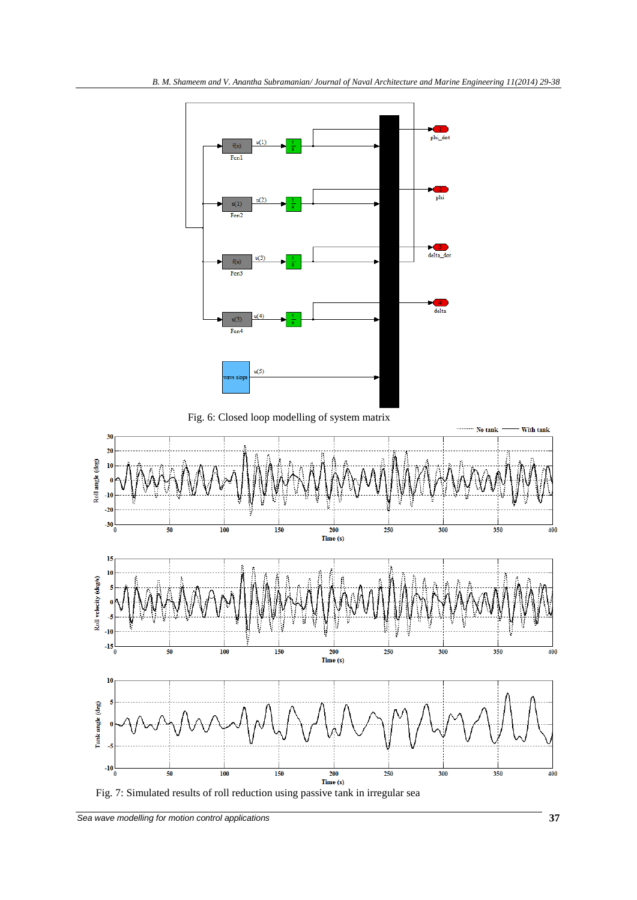Fig. 6: Closed loop modelling of system matrix

Fig. 7: Simulated results of roll reduction using passive tank in irregular sea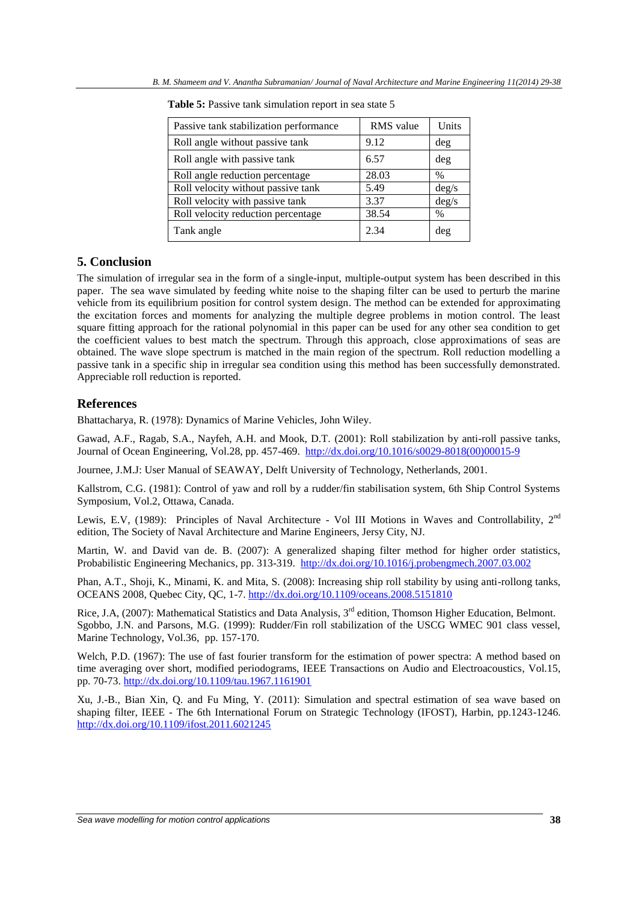**Table 5:** Passive tank simulation report in sea state 5

| Passive tank stabilization performance | RMS value | Units |
|---|---|---|
| Roll angle without passive tank | 9.12 | deg |
| Roll angle with passive tank | 6.57 | deg |
| Roll angle reduction percentage | 28.03 | % |
| Roll velocity without passive tank | 5.49 | deg/s |
| Roll velocity with passive tank | 3.37 | deg/s |
| Roll velocity reduction percentage | 38.54 | % |
| Tank angle | 2.34 | deg |

## 5. Conclusion

The simulation of irregular sea in the form of a single-input, multiple-output system has been described in this paper. The sea wave simulated by feeding white noise to the shaping filter can be used to perturb the marine vehicle from its equilibrium position for control system design. The method can be extended for approximating the excitation forces and moments for analyzing the multiple degree problems in motion control. The least square fitting approach for the rational polynomial in this paper can be used for any other sea condition to get the coefficient values to best match the spectrum. Through this approach, close approximations of seas are obtained. The wave slope spectrum is matched in the main region of the spectrum. Roll reduction modelling a passive tank in a specific ship in irregular sea condition using this method has been successfully demonstrated. Appreciable roll reduction is reported.

## References

Bhattacharya, R. (1978): Dynamics of Marine Vehicles, John Wiley.

Gawad, A.F., Ragab, S.A., Nayfeh, A.H. and Mook, D.T. (2001): Roll stabilization by anti-roll passive tanks, Journal of Ocean Engineering, Vol.28, pp. 457-469. http://dx.doi.org/10.1016/s0029-8018(00)00015-9

Journee, J.M.J: User Manual of SEAWAY, Delft University of Technology, Netherlands, 2001.

Kallstrom, C.G. (1981): Control of yaw and roll by a rudder/fin stabilisation system, 6th Ship Control Systems Symposium, Vol.2, Ottawa, Canada.

Lewis, E.V, (1989): Principles of Naval Architecture - Vol III Motions in Waves and Controllability, 2nd edition, The Society of Naval Architecture and Marine Engineers, Jersy City, NJ.

Martin, W. and David van de. B. (2007): A generalized shaping filter method for higher order statistics, Probabilistic Engineering Mechanics, pp. 313-319. http://dx.doi.org/10.1016/j.probengmech.2007.03.002

Phan, A.T., Shoji, K., Minami, K. and Mita, S. (2008): Increasing ship roll stability by using anti-rollong tanks, OCEANS 2008, Quebec City, QC, 1-7. http://dx.doi.org/10.1109/oceans.2008.5151810

Rice, J.A, (2007): Mathematical Statistics and Data Analysis, 3rd edition, Thomson Higher Education, Belmont.

Sgobbo, J.N. and Parsons, M.G. (1999): Rudder/Fin roll stabilization of the USCG WMEC 901 class vessel, Marine Technology, Vol.36, pp. 157-170.

Welch, P.D. (1967): The use of fast fourier transform for the estimation of power spectra: A method based on time averaging over short, modified periodograms, IEEE Transactions on Audio and Electroacoustics, Vol.15, pp. 70-73. http://dx.doi.org/10.1109/tau.1967.1161901

Xu, J.-B., Bian Xin, Q. and Fu Ming, Y. (2011): Simulation and spectral estimation of sea wave based on shaping filter, IEEE - The 6th International Forum on Strategic Technology (IFOST), Harbin, pp.1243-1246. http://dx.doi.org/10.1109/ifost.2011.6021245